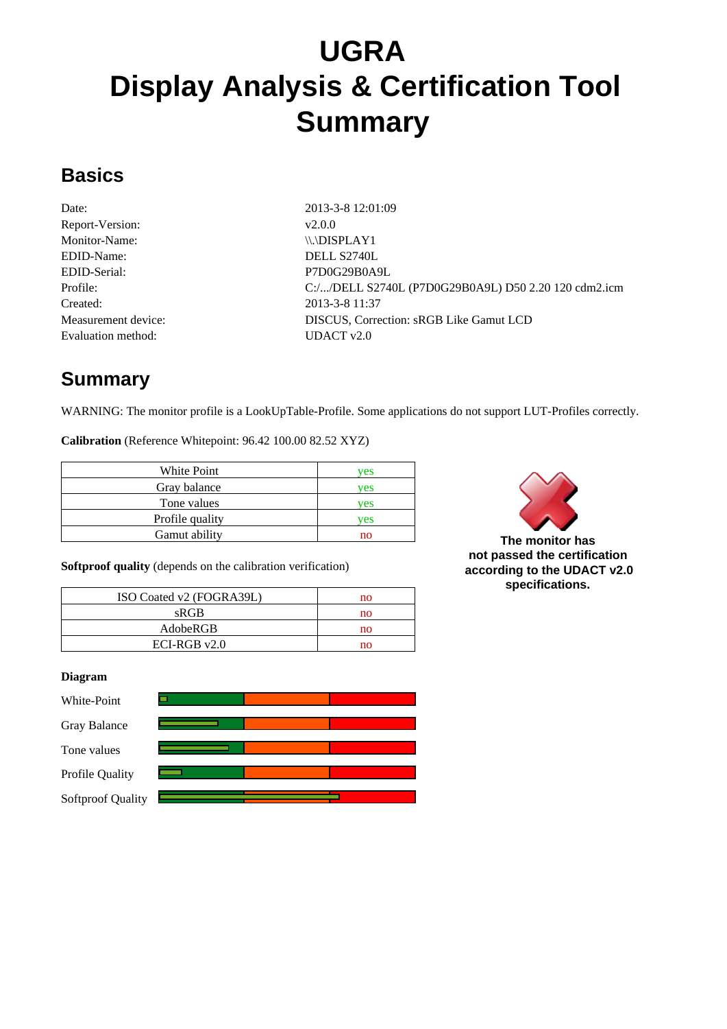# UGRA
# Display Analysis & Certification Tool
# Summary

## Basics

| | |
|---|---|
| Date: | 2013-3-8 12:01:09 |
| Report-Version: | v2.0.0 |
| Monitor-Name: | \\.\DISPLAY1 |
| EDID-Name: | DELL S2740L |
| EDID-Serial: | P7D0G29B0A9L |
| Profile: | C:/.../DELL S2740L (P7D0G29B0A9L) D50 2.20 120 cdm2.icm |
| Created: | 2013-3-8 11:37 |
| Measurement device: | DISCUS, Correction: sRGB Like Gamut LCD |
| Evaluation method: | UDACT v2.0 |

## Summary

WARNING: The monitor profile is a LookUpTable-Profile. Some applications do not support LUT-Profiles correctly.

**Calibration** (Reference Whitepoint: 96.42 100.00 82.52 XYZ)

| | |
|---|---|
| White Point | yes |
| Gray balance | yes |
| Tone values | yes |
| Profile quality | yes |
| Gamut ability | no |

**The monitor has not passed the certification according to the UDACT v2.0 specifications.**

**Softproof quality** (depends on the calibration verification)

| | |
|---|---|
| ISO Coated v2 (FOGRA39L) | no |
| sRGB | no |
| AdobeRGB | no |
| ECI-RGB v2.0 | no |

**Diagram**

White-Point

Gray Balance

Tone values

Profile Quality

Softproof Quality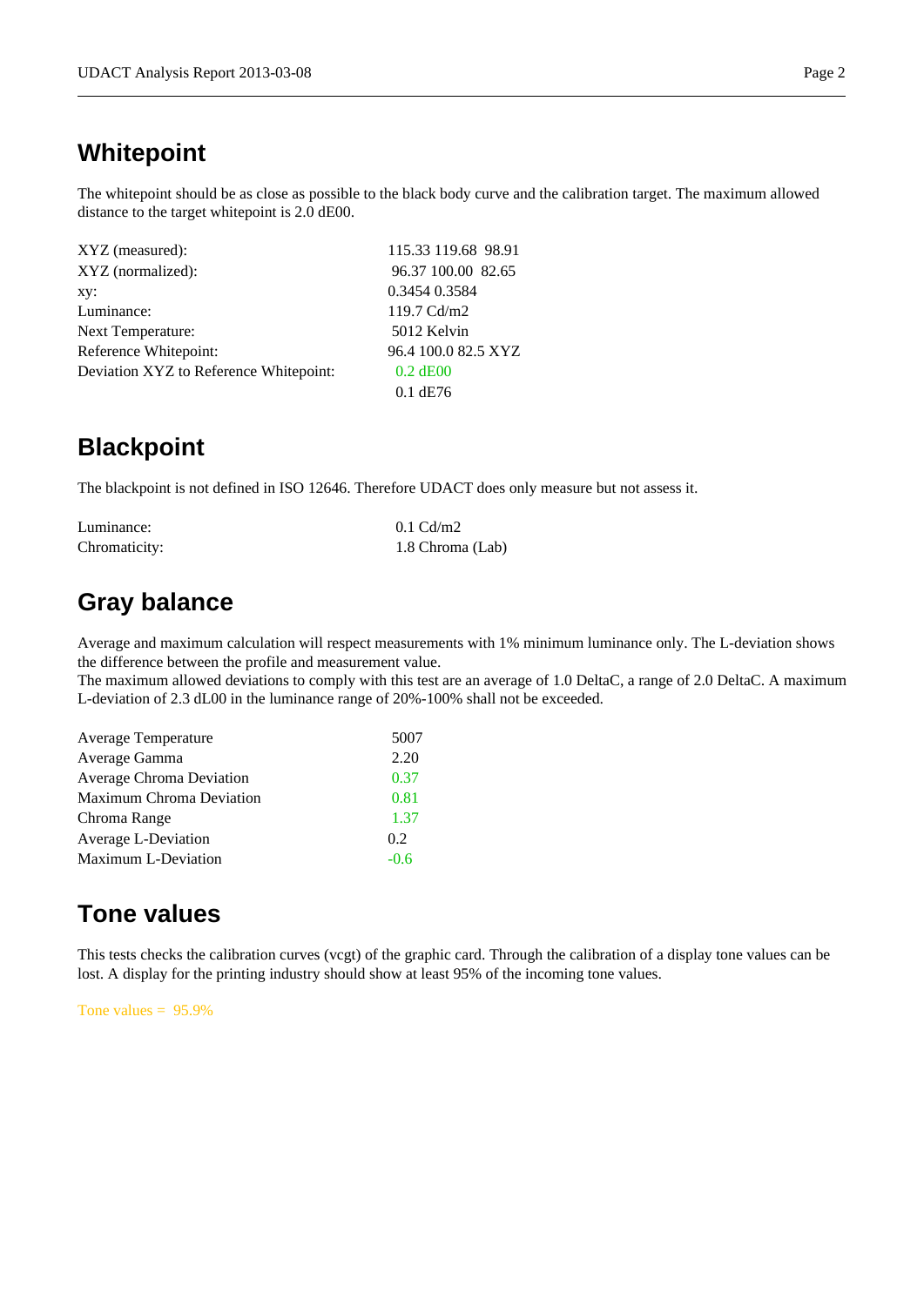## Whitepoint

The whitepoint should be as close as possible to the black body curve and the calibration target. The maximum allowed distance to the target whitepoint is 2.0 dE00.

| | |
|---|---|
| XYZ (measured): | 115.33 119.68 98.91 |
| XYZ (normalized): | 96.37 100.00 82.65 |
| xy: | 0.3454 0.3584 |
| Luminance: | 119.7 Cd/m2 |
| Next Temperature: | 5012 Kelvin |
| Reference Whitepoint: | 96.4 100.0 82.5 XYZ |
| Deviation XYZ to Reference Whitepoint: | 0.2 dE00 |
| | 0.1 dE76 |

## Blackpoint

The blackpoint is not defined in ISO 12646. Therefore UDACT does only measure but not assess it.

| | |
|---|---|
| Luminance: | 0.1 Cd/m2 |
| Chromaticity: | 1.8 Chroma (Lab) |

## Gray balance

Average and maximum calculation will respect measurements with 1% minimum luminance only. The L-deviation shows the difference between the profile and measurement value.
The maximum allowed deviations to comply with this test are an average of 1.0 DeltaC, a range of 2.0 DeltaC. A maximum L-deviation of 2.3 dL00 in the luminance range of 20%-100% shall not be exceeded.

| | |
|---|---|
| Average Temperature | 5007 |
| Average Gamma | 2.20 |
| Average Chroma Deviation | 0.37 |
| Maximum Chroma Deviation | 0.81 |
| Chroma Range | 1.37 |
| Average L-Deviation | 0.2 |
| Maximum L-Deviation | -0.6 |

## Tone values

This tests checks the calibration curves (vcgt) of the graphic card. Through the calibration of a display tone values can be lost. A display for the printing industry should show at least 95% of the incoming tone values.

Tone values = 95.9%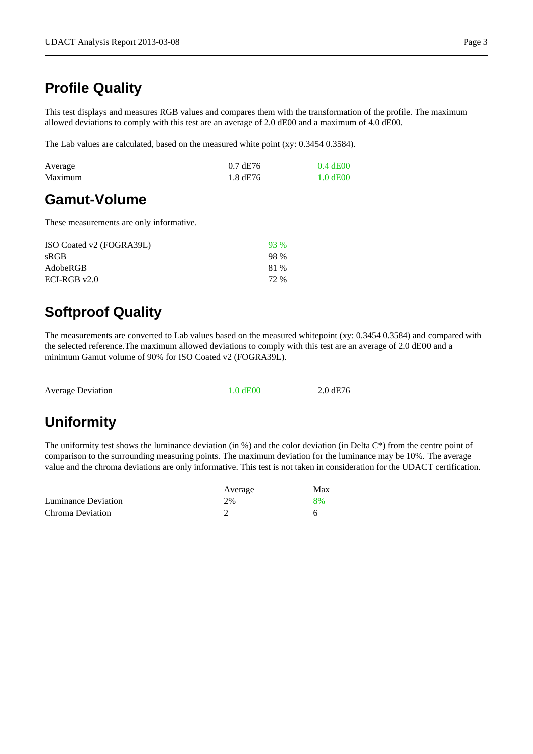## Profile Quality

This test displays and measures RGB values and compares them with the transformation of the profile. The maximum allowed deviations to comply with this test are an average of 2.0 dE00 and a maximum of 4.0 dE00.

The Lab values are calculated, based on the measured white point (xy: 0.3454 0.3584).

| | | |
|---|---|---|
| Average | 0.7 dE76 | 0.4 dE00 |
| Maximum | 1.8 dE76 | 1.0 dE00 |

## Gamut-Volume

These measurements are only informative.

| | |
|---|---|
| ISO Coated v2 (FOGRA39L) | 93 % |
| sRGB | 98 % |
| AdobeRGB | 81 % |
| ECI-RGB v2.0 | 72 % |

## Softproof Quality

The measurements are converted to Lab values based on the measured whitepoint (xy: 0.3454 0.3584) and compared with the selected reference.The maximum allowed deviations to comply with this test are an average of 2.0 dE00 and a minimum Gamut volume of 90% for ISO Coated v2 (FOGRA39L).

| | | |
|---|---|---|
| Average Deviation | 1.0 dE00 | 2.0 dE76 |

## Uniformity

The uniformity test shows the luminance deviation (in %) and the color deviation (in Delta C*) from the centre point of comparison to the surrounding measuring points. The maximum deviation for the luminance may be 10%. The average value and the chroma deviations are only informative. This test is not taken in consideration for the UDACT certification.

| | Average | Max |
|---|---|---|
| Luminance Deviation | 2% | 8% |
| Chroma Deviation | 2 | 6 |